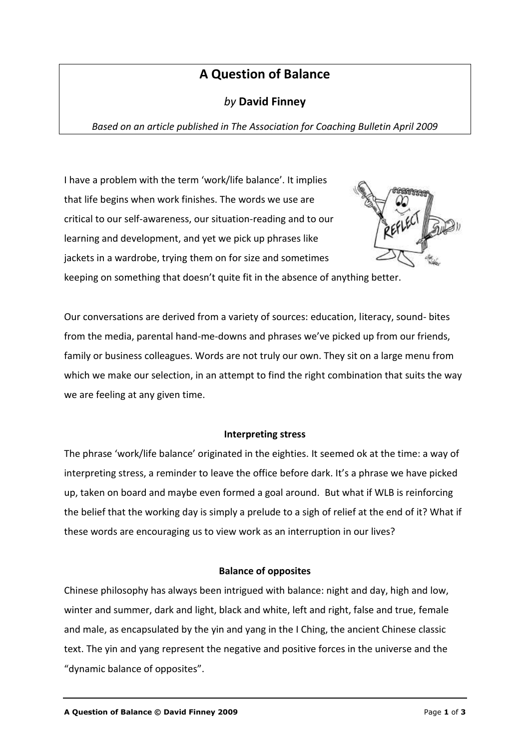# A Question of Balance

*by* **David Finney**

*Based on an article published in The Association for Coaching Bulletin April 2009*

I have a problem with the term 'work/life balance'. It implies that life begins when work finishes. The words we use are critical to our self-awareness, our situation-reading and to our learning and development, and yet we pick up phrases like jackets in a wardrobe, trying them on for size and sometimes keeping on something that doesn't quite fit in the absence of anything better.

Our conversations are derived from a variety of sources: education, literacy, sound- bites from the media, parental hand-me-downs and phrases we've picked up from our friends, family or business colleagues. Words are not truly our own. They sit on a large menu from which we make our selection, in an attempt to find the right combination that suits the way we are feeling at any given time.

## Interpreting stress

The phrase 'work/life balance' originated in the eighties. It seemed ok at the time: a way of interpreting stress, a reminder to leave the office before dark. It's a phrase we have picked up, taken on board and maybe even formed a goal around. But what if WLB is reinforcing the belief that the working day is simply a prelude to a sigh of relief at the end of it? What if these words are encouraging us to view work as an interruption in our lives?

## Balance of opposites

Chinese philosophy has always been intrigued with balance: night and day, high and low, winter and summer, dark and light, black and white, left and right, false and true, female and male, as encapsulated by the yin and yang in the I Ching, the ancient Chinese classic text. The yin and yang represent the negative and positive forces in the universe and the "dynamic balance of opposites".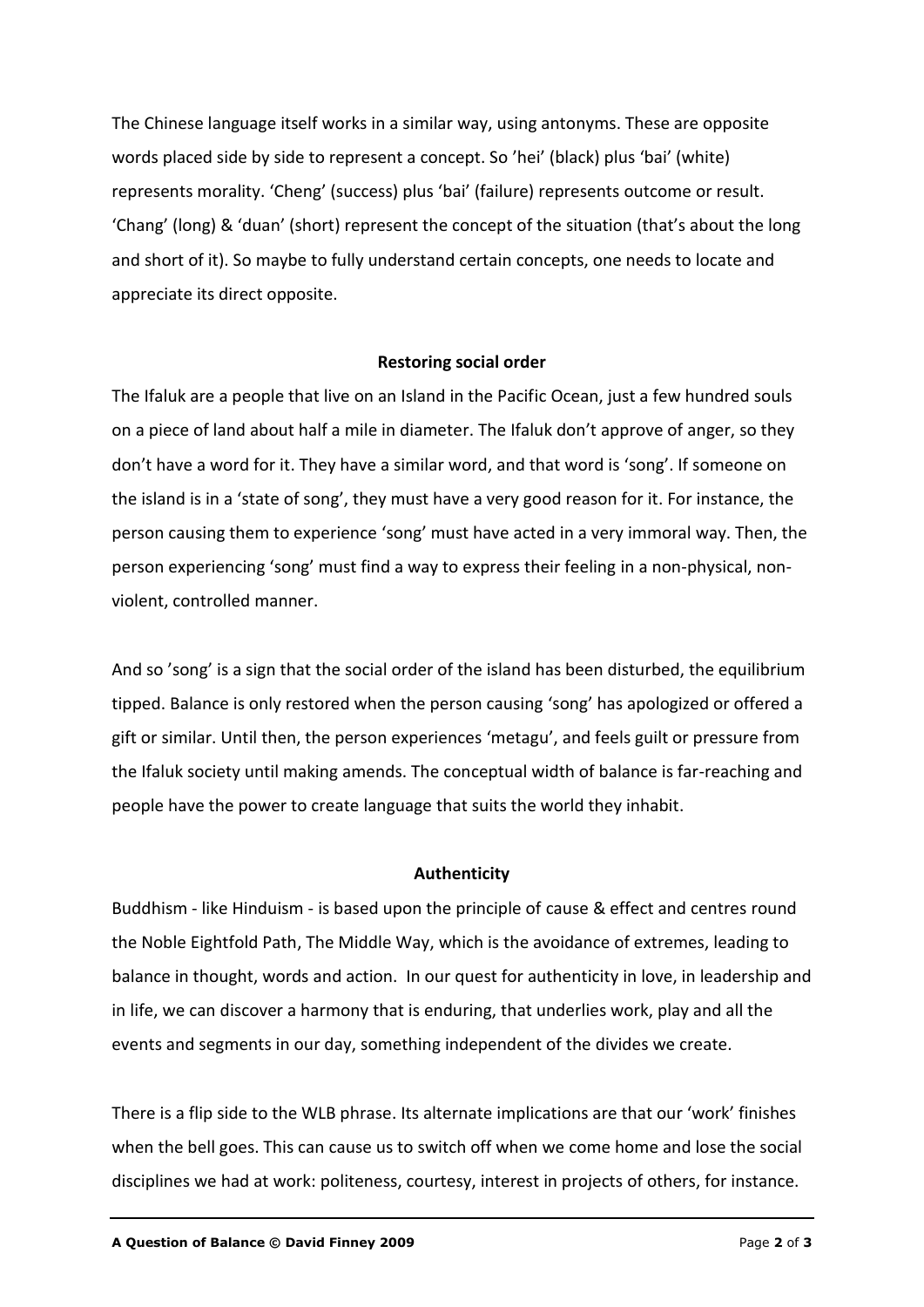The Chinese language itself works in a similar way, using antonyms. These are opposite words placed side by side to represent a concept. So 'hei' (black) plus 'bai' (white) represents morality. 'Cheng' (success) plus 'bai' (failure) represents outcome or result. 'Chang' (long) & 'duan' (short) represent the concept of the situation (that's about the long and short of it). So maybe to fully understand certain concepts, one needs to locate and appreciate its direct opposite.

**Restoring social order**

The Ifaluk are a people that live on an Island in the Pacific Ocean, just a few hundred souls on a piece of land about half a mile in diameter. The Ifaluk don't approve of anger, so they don't have a word for it. They have a similar word, and that word is 'song'. If someone on the island is in a 'state of song', they must have a very good reason for it. For instance, the person causing them to experience 'song' must have acted in a very immoral way. Then, the person experiencing 'song' must find a way to express their feeling in a non-physical, non-violent, controlled manner.

And so 'song' is a sign that the social order of the island has been disturbed, the equilibrium tipped. Balance is only restored when the person causing 'song' has apologized or offered a gift or similar. Until then, the person experiences 'metagu', and feels guilt or pressure from the Ifaluk society until making amends. The conceptual width of balance is far-reaching and people have the power to create language that suits the world they inhabit.

**Authenticity**

Buddhism - like Hinduism - is based upon the principle of cause & effect and centres round the Noble Eightfold Path, The Middle Way, which is the avoidance of extremes, leading to balance in thought, words and action. In our quest for authenticity in love, in leadership and in life, we can discover a harmony that is enduring, that underlies work, play and all the events and segments in our day, something independent of the divides we create.

There is a flip side to the WLB phrase. Its alternate implications are that our 'work' finishes when the bell goes. This can cause us to switch off when we come home and lose the social disciplines we had at work: politeness, courtesy, interest in projects of others, for instance.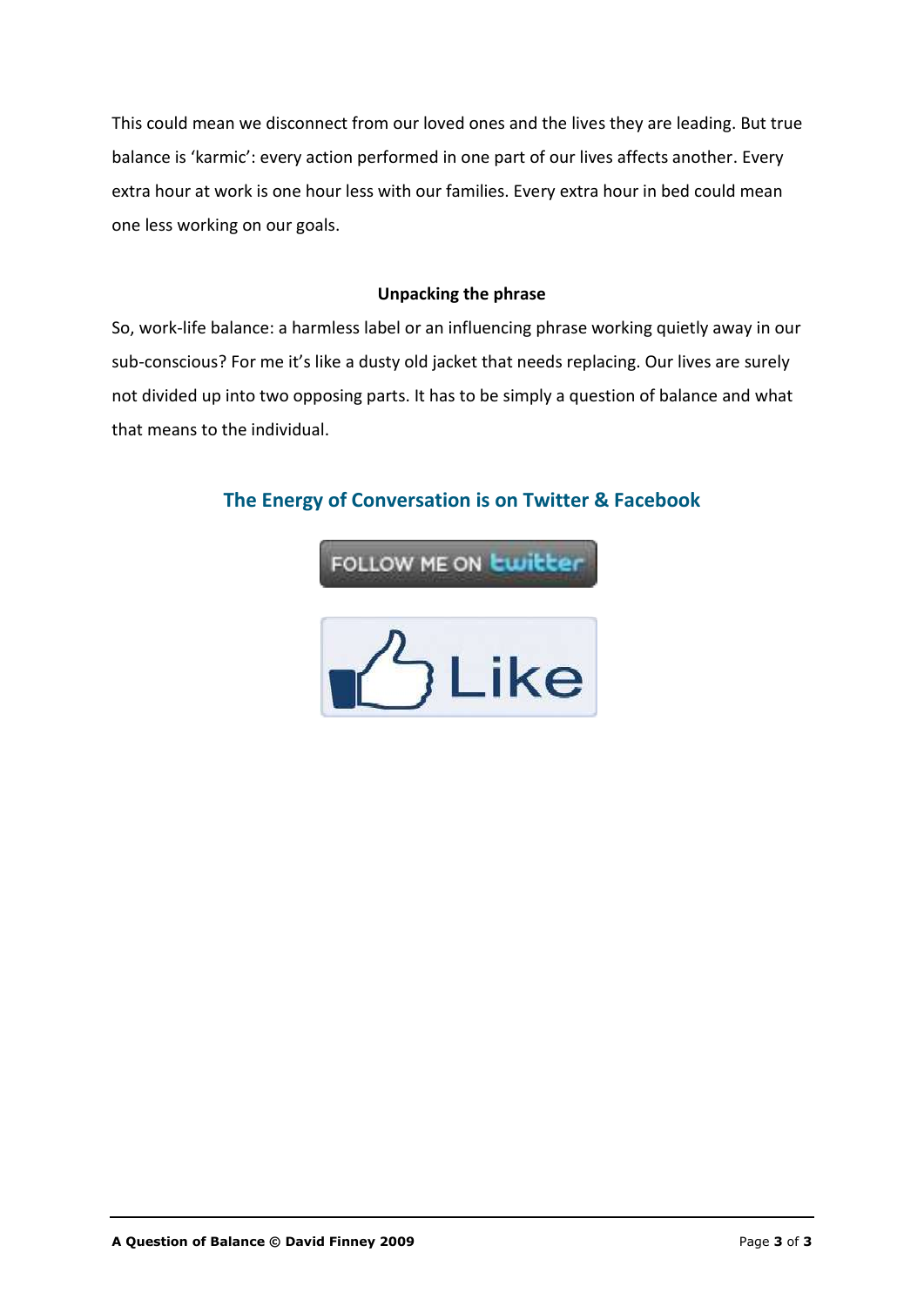This could mean we disconnect from our loved ones and the lives they are leading. But true balance is 'karmic': every action performed in one part of our lives affects another. Every extra hour at work is one hour less with our families. Every extra hour in bed could mean one less working on our goals.

**Unpacking the phrase**

So, work-life balance: a harmless label or an influencing phrase working quietly away in our sub-conscious? For me it's like a dusty old jacket that needs replacing. Our lives are surely not divided up into two opposing parts. It has to be simply a question of balance and what that means to the individual.

## The Energy of Conversation is on Twitter & Facebook

FOLLOW ME ON twitter

Like